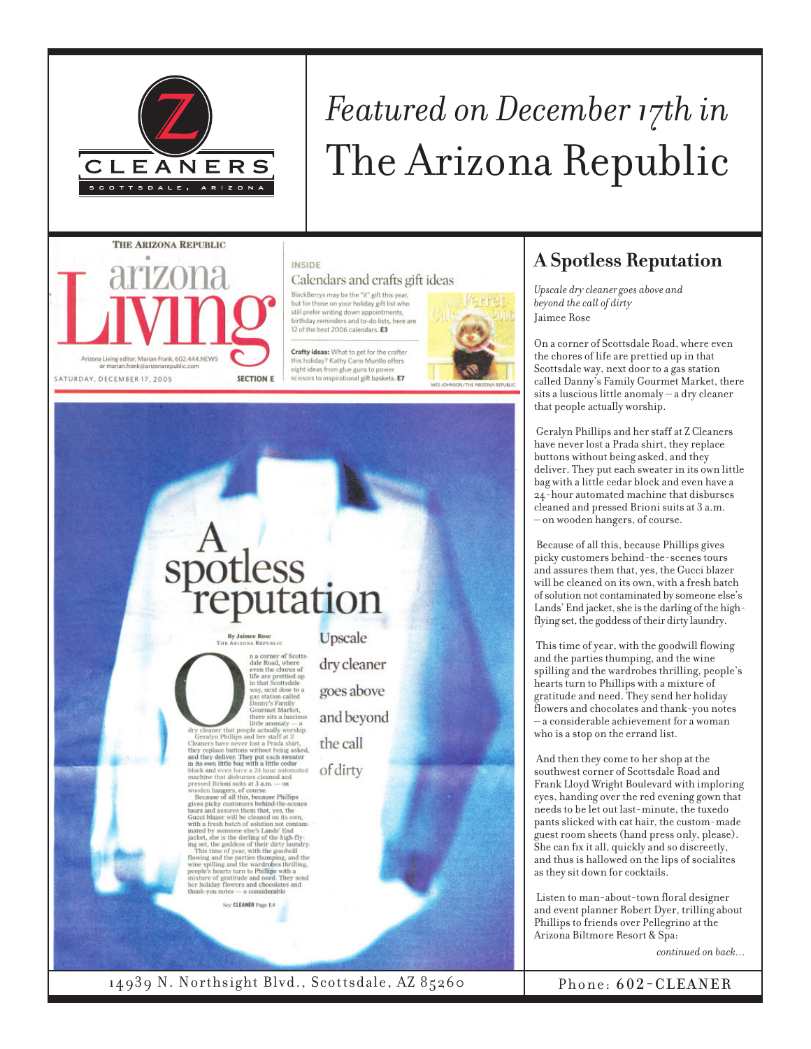Z CLEANERS

SCOTTSDALE, ARIZONA

# *Featured on December 17th in* The Arizona Republic

THE ARIZONA REPUBLIC

arizona Living

Arizona Living editor, Marian Frank, 602.444.NEWS or marian.frank@arizonarepublic.com

SATURDAY, DECEMBER 17, 2005 SECTION E

INSIDE

Calendars and crafts gift ideas

BlackBerrys may be the "it" gift this year, but for those on your holiday gift list who still prefer writing down appointments, birthday reminders and to-do lists, here are 12 of the best 2006 calendars. **E3**

**Crafty ideas:** What to get for the crafter this holiday? Kathy Cano Murillo offers eight ideas from glue guns to power scissors to inspirational gift baskets. **E7**

WES JOHNSON/THE ARIZONA REPUBLIC

A spotless reputation

By Jaimee Rose
The Arizona Republic

Upscale dry cleaner goes above and beyond the call of dirty

See CLEANER Page E4

## A Spotless Reputation

*Upscale dry cleaner goes above and beyond the call of dirty*

Jaimee Rose

On a corner of Scottsdale Road, where even the chores of life are prettied up in that Scottsdale way, next door to a gas station called Danny's Family Gourmet Market, there sits a luscious little anomaly – a dry cleaner that people actually worship.

Geralyn Phillips and her staff at Z Cleaners have never lost a Prada shirt, they replace buttons without being asked, and they deliver. They put each sweater in its own little bag with a little cedar block and even have a 24-hour automated machine that disburses cleaned and pressed Brioni suits at 3 a.m. – on wooden hangers, of course.

Because of all this, because Phillips gives picky customers behind-the-scenes tours and assures them that, yes, the Gucci blazer will be cleaned on its own, with a fresh batch of solution not contaminated by someone else's Lands' End jacket, she is the darling of the high-flying set, the goddess of their dirty laundry.

This time of year, with the goodwill flowing and the parties thumping, and the wine spilling and the wardrobes thrilling, people's hearts turn to Phillips with a mixture of gratitude and need. They send her holiday flowers and chocolates and thank-you notes – a considerable achievement for a woman who is a stop on the errand list.

And then they come to her shop at the southwest corner of Scottsdale Road and Frank Lloyd Wright Boulevard with imploring eyes, handing over the red evening gown that needs to be let out last-minute, the tuxedo pants slicked with cat hair, the custom-made guest room sheets (hand press only, please). She can fix it all, quickly and so discreetly, and thus is hallowed on the lips of socialites as they sit down for cocktails.

Listen to man-about-town floral designer and event planner Robert Dyer, trilling about Phillips to friends over Pellegrino at the Arizona Biltmore Resort & Spa:

*continued on back...*

14939 N. Northsight Blvd., Scottsdale, AZ 85260

Phone: 602-CLEANER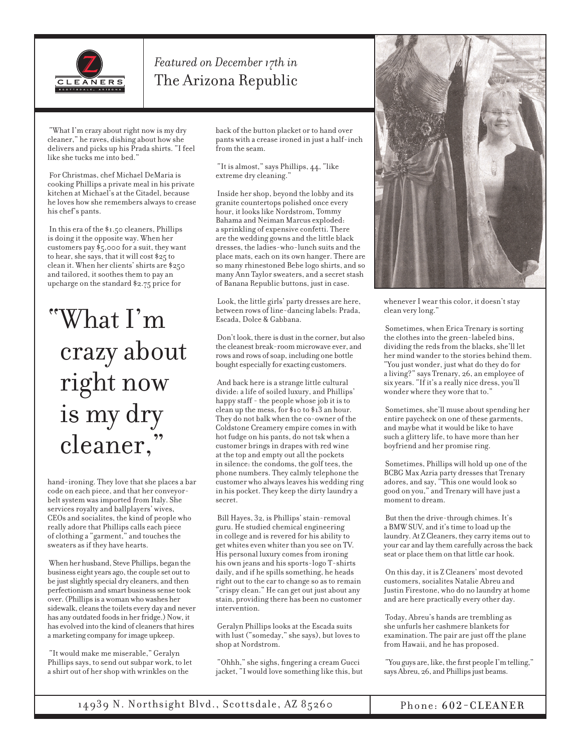Z CLEANERS
SCOTTSDALE, ARIZONA

*Featured on December 17th in*

# The Arizona Republic

"What I'm crazy about right now is my dry cleaner," he raves, dishing about how she delivers and picks up his Prada shirts. "I feel like she tucks me into bed."

For Christmas, chef Michael DeMaria is cooking Phillips a private meal in his private kitchen at Michael's at the Citadel, because he loves how she remembers always to crease his chef's pants.

In this era of the $1.50 cleaners, Phillips is doing it the opposite way. When her customers pay $5,000 for a suit, they want to hear, she says, that it will cost $25 to clean it. When her clients' shirts are $250 and tailored, it soothes them to pay an upcharge on the standard $2.75 price for hand-ironing. They love that she places a bar code on each piece, and that her conveyor-belt system was imported from Italy. She services royalty and ballplayers' wives, CEOs and socialites, the kind of people who really adore that Phillips calls each piece of clothing a "garment," and touches the sweaters as if they have hearts.

> "What I'm crazy about right now is my dry cleaner,"

When her husband, Steve Phillips, began the business eight years ago, the couple set out to be just slightly special dry cleaners, and then perfectionism and smart business sense took over. (Phillips is a woman who washes her sidewalk, cleans the toilets every day and never has any outdated foods in her fridge.) Now, it has evolved into the kind of cleaners that hires a marketing company for image upkeep.

"It would make me miserable," Geralyn Phillips says, to send out subpar work, to let a shirt out of her shop with wrinkles on the back of the button placket or to hand over pants with a crease ironed in just a half-inch from the seam.

"It is almost," says Phillips, 44, "like extreme dry cleaning."

Inside her shop, beyond the lobby and its granite countertops polished once every hour, it looks like Nordstrom, Tommy Bahama and Neiman Marcus exploded: a sprinkling of expensive confetti. There are the wedding gowns and the little black dresses, the ladies-who-lunch suits and the place mats, each on its own hanger. There are so many rhinestoned Bebe logo shirts, and so many Ann Taylor sweaters, and a secret stash of Banana Republic buttons, just in case.

Look, the little girls' party dresses are here, between rows of line-dancing labels: Prada, Escada, Dolce & Gabbana.

Don't look, there is dust in the corner, but also the cleanest break-room microwave ever, and rows and rows of soap, including one bottle bought especially for exacting customers.

And back here is a strange little cultural divide: a life of soiled luxury, and Phillips' happy staff - the people whose job it is to clean up the mess, for $10 to $13 an hour. They do not balk when the co-owner of the Coldstone Creamery empire comes in with hot fudge on his pants, do not tsk when a customer brings in drapes with red wine at the top and empty out all the pockets in silence: the condoms, the golf tees, the phone numbers. They calmly telephone the customer who always leaves his wedding ring in his pocket. They keep the dirty laundry a secret.

Bill Hayes, 32, is Phillips' stain-removal guru. He studied chemical engineering in college and is revered for his ability to get whites even whiter than you see on TV. His personal luxury comes from ironing his own jeans and his sports-logo T-shirts daily, and if he spills something, he heads right out to the car to change so as to remain "crispy clean." He can get out just about any stain, providing there has been no customer intervention.

Geralyn Phillips looks at the Escada suits with lust ("someday," she says), but loves to shop at Nordstrom.

"Ohhh," she sighs, fingering a cream Gucci jacket, "I would love something like this, but whenever I wear this color, it doesn't stay clean very long."

Sometimes, when Erica Trenary is sorting the clothes into the green-labeled bins, dividing the reds from the blacks, she'll let her mind wander to the stories behind them. "You just wonder, just what do they do for a living?" says Trenary, 26, an employee of six years. "If it's a really nice dress, you'll wonder where they wore that to."

Sometimes, she'll muse about spending her entire paycheck on one of these garments, and maybe what it would be like to have such a glittery life, to have more than her boyfriend and her promise ring.

Sometimes, Phillips will hold up one of the BCBG Max Azria party dresses that Trenary adores, and say, "This one would look so good on you," and Trenary will have just a moment to dream.

But then the drive-through chimes. It's a BMW SUV, and it's time to load up the laundry. At Z Cleaners, they carry items out to your car and lay them carefully across the back seat or place them on that little car hook.

On this day, it is Z Cleaners' most devoted customers, socialites Natalie Abreu and Justin Firestone, who do no laundry at home and are here practically every other day.

Today, Abreu's hands are trembling as she unfurls her cashmere blankets for examination. The pair are just off the plane from Hawaii, and he has proposed.

"You guys are, like, the first people I'm telling," says Abreu, 26, and Phillips just beams.

14939 N. Northsight Blvd., Scottsdale, AZ 85260 | Phone: 602-CLEANER